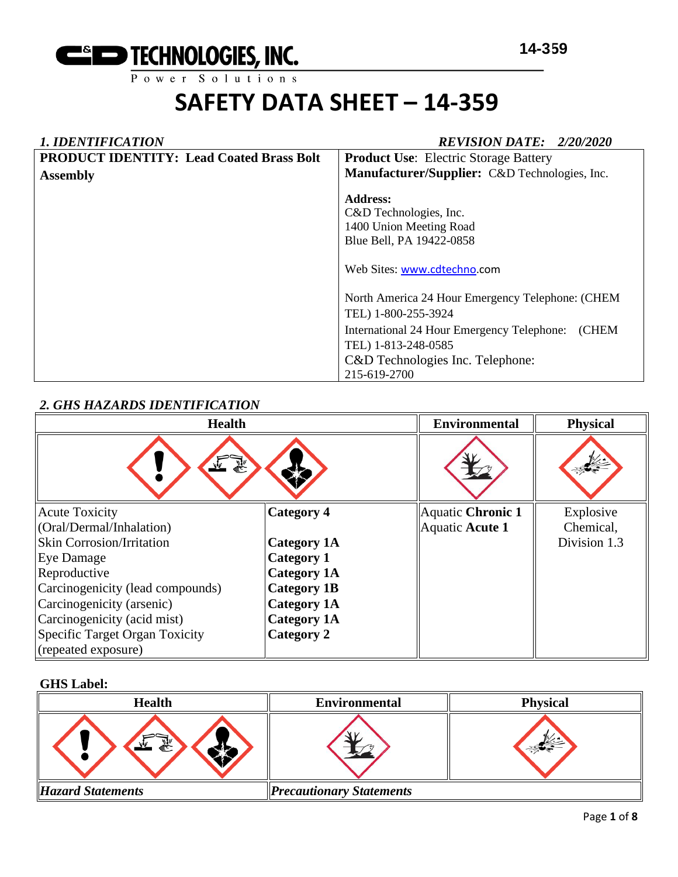# SAFETY DATA SHEET – 14-359

## *1. IDENTIFICATION*

*REVISION DATE: 2/20/2020*

| **PRODUCT IDENTITY: Lead Coated Brass Bolt Assembly** | **Product Use**: Electric Storage Battery<br>**Manufacturer/Supplier:** C&D Technologies, Inc.<br><br>**Address:**<br>C&D Technologies, Inc.<br>1400 Union Meeting Road<br>Blue Bell, PA 19422-0858<br><br>Web Sites: www.cdtechno.com<br><br>North America 24 Hour Emergency Telephone: (CHEM TEL) 1-800-255-3924<br>International 24 Hour Emergency Telephone: (CHEM TEL) 1-813-248-0585<br>C&D Technologies Inc. Telephone: 215-619-2700 |
|---|---|

## *2. GHS HAZARDS IDENTIFICATION*

| Health | | Environmental | Physical |
|---|---|---|---|
| Acute Toxicity (Oral/Dermal/Inhalation) | **Category 4** | Aquatic **Chronic 1**<br>Aquatic **Acute 1** | Explosive Chemical, Division 1.3 |
| Skin Corrosion/Irritation | **Category 1A** | | |
| Eye Damage | **Category 1** | | |
| Reproductive | **Category 1A** | | |
| Carcinogenicity (lead compounds) | **Category 1B** | | |
| Carcinogenicity (arsenic) | **Category 1A** | | |
| Carcinogenicity (acid mist) | **Category 1A** | | |
| Specific Target Organ Toxicity (repeated exposure) | **Category 2** | | |

**GHS Label:**

| Health | Environmental | Physical |
|---|---|---|
| ***Hazard Statements*** | ***Precautionary Statements*** | |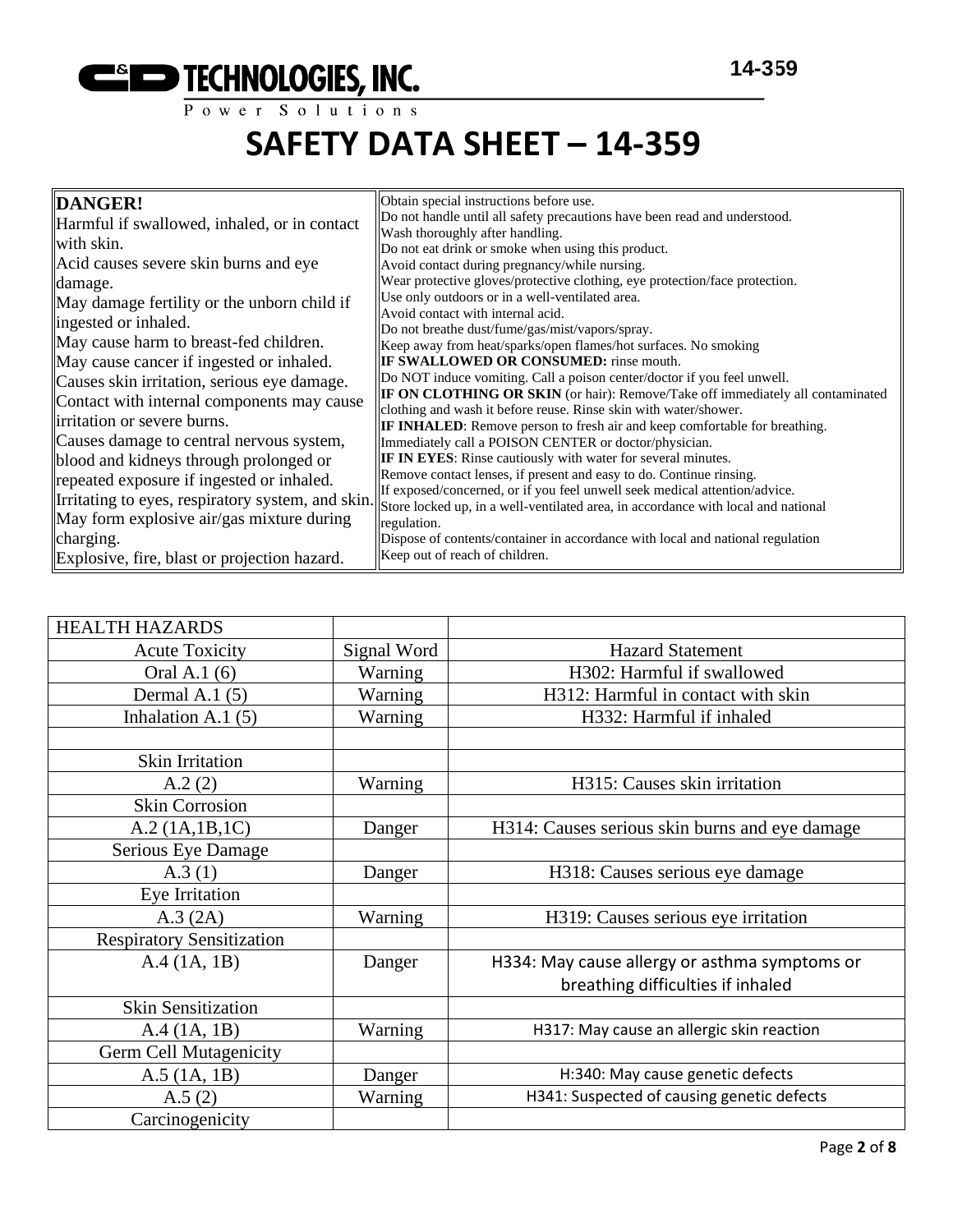# SAFETY DATA SHEET – 14-359

| **DANGER!**<br>Harmful if swallowed, inhaled, or in contact with skin.<br>Acid causes severe skin burns and eye damage.<br>May damage fertility or the unborn child if ingested or inhaled.<br>May cause harm to breast-fed children.<br>May cause cancer if ingested or inhaled.<br>Causes skin irritation, serious eye damage.<br>Contact with internal components may cause irritation or severe burns.<br>Causes damage to central nervous system, blood and kidneys through prolonged or repeated exposure if ingested or inhaled.<br>Irritating to eyes, respiratory system, and skin.<br>May form explosive air/gas mixture during charging.<br>Explosive, fire, blast or projection hazard. | Obtain special instructions before use.<br>Do not handle until all safety precautions have been read and understood.<br>Wash thoroughly after handling.<br>Do not eat drink or smoke when using this product.<br>Avoid contact during pregnancy/while nursing.<br>Wear protective gloves/protective clothing, eye protection/face protection.<br>Use only outdoors or in a well-ventilated area.<br>Avoid contact with internal acid.<br>Do not breathe dust/fume/gas/mist/vapors/spray.<br>Keep away from heat/sparks/open flames/hot surfaces. No smoking<br>**IF SWALLOWED OR CONSUMED:** rinse mouth.<br>Do NOT induce vomiting. Call a poison center/doctor if you feel unwell.<br>**IF ON CLOTHING OR SKIN** (or hair): Remove/Take off immediately all contaminated clothing and wash it before reuse. Rinse skin with water/shower.<br>**IF INHALED**: Remove person to fresh air and keep comfortable for breathing. Immediately call a POISON CENTER or doctor/physician.<br>**IF IN EYES**: Rinse cautiously with water for several minutes.<br>Remove contact lenses, if present and easy to do. Continue rinsing.<br>If exposed/concerned, or if you feel unwell seek medical attention/advice.<br>Store locked up, in a well-ventilated area, in accordance with local and national regulation.<br>Dispose of contents/container in accordance with local and national regulation<br>Keep out of reach of children. |
|---|---|

| HEALTH HAZARDS | | |
|---|---|---|
| Acute Toxicity | Signal Word | Hazard Statement |
| Oral A.1 (6) | Warning | H302: Harmful if swallowed |
| Dermal A.1 (5) | Warning | H312: Harmful in contact with skin |
| Inhalation A.1 (5) | Warning | H332: Harmful if inhaled |
| | | |
| Skin Irritation | | |
| A.2 (2) | Warning | H315: Causes skin irritation |
| Skin Corrosion | | |
| A.2 (1A,1B,1C) | Danger | H314: Causes serious skin burns and eye damage |
| Serious Eye Damage | | |
| A.3 (1) | Danger | H318: Causes serious eye damage |
| Eye Irritation | | |
| A.3 (2A) | Warning | H319: Causes serious eye irritation |
| Respiratory Sensitization | | |
| A.4 (1A, 1B) | Danger | H334: May cause allergy or asthma symptoms or breathing difficulties if inhaled |
| Skin Sensitization | | |
| A.4 (1A, 1B) | Warning | H317: May cause an allergic skin reaction |
| Germ Cell Mutagenicity | | |
| A.5 (1A, 1B) | Danger | H:340: May cause genetic defects |
| A.5 (2) | Warning | H341: Suspected of causing genetic defects |
| Carcinogenicity | | |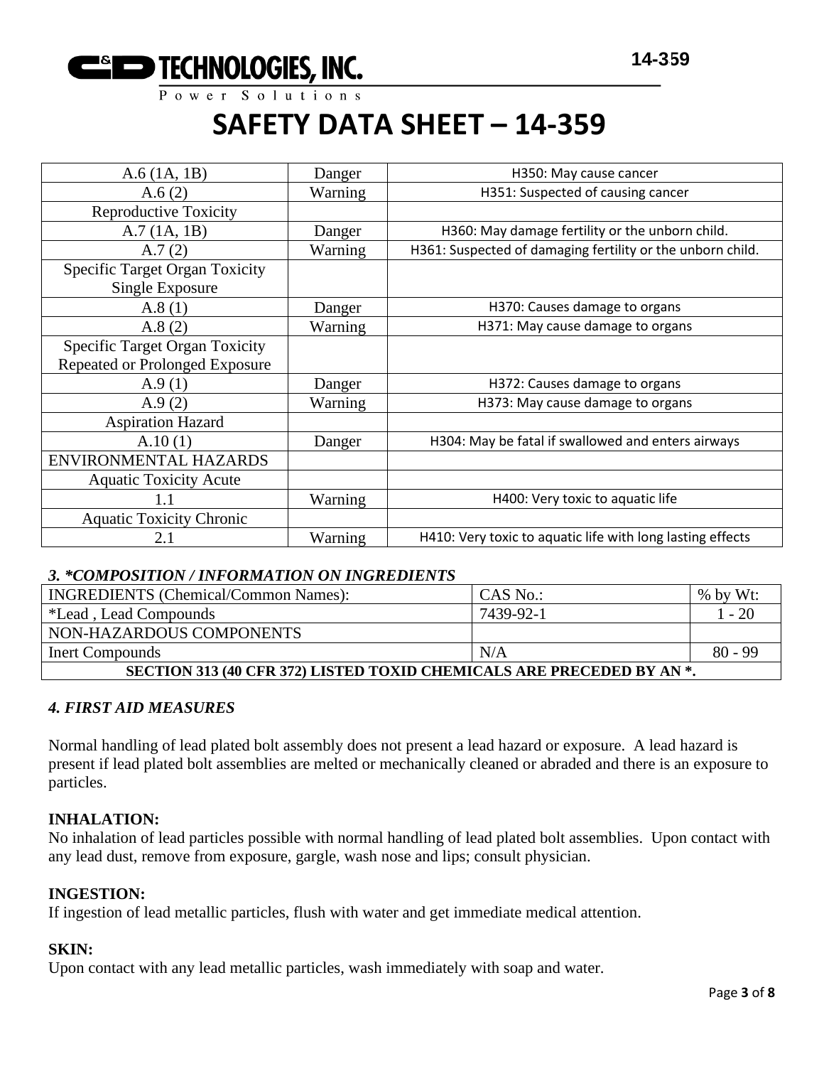# SAFETY DATA SHEET – 14-359

| | | |
|---|---|---|
| A.6 (1A, 1B) | Danger | H350: May cause cancer |
| A.6 (2) | Warning | H351: Suspected of causing cancer |
| Reproductive Toxicity | | |
| A.7 (1A, 1B) | Danger | H360: May damage fertility or the unborn child. |
| A.7 (2) | Warning | H361: Suspected of damaging fertility or the unborn child. |
| Specific Target Organ Toxicity Single Exposure | | |
| A.8 (1) | Danger | H370: Causes damage to organs |
| A.8 (2) | Warning | H371: May cause damage to organs |
| Specific Target Organ Toxicity Repeated or Prolonged Exposure | | |
| A.9 (1) | Danger | H372: Causes damage to organs |
| A.9 (2) | Warning | H373: May cause damage to organs |
| Aspiration Hazard | | |
| A.10 (1) | Danger | H304: May be fatal if swallowed and enters airways |
| ENVIRONMENTAL HAZARDS | | |
| Aquatic Toxicity Acute | | |
| 1.1 | Warning | H400: Very toxic to aquatic life |
| Aquatic Toxicity Chronic | | |
| 2.1 | Warning | H410: Very toxic to aquatic life with long lasting effects |

### *3. *COMPOSITION / INFORMATION ON INGREDIENTS*

| INGREDIENTS (Chemical/Common Names): | CAS No.: | % by Wt: |
|---|---|---|
| *Lead , Lead Compounds | 7439-92-1 | 1 - 20 |
| NON-HAZARDOUS COMPONENTS | | |
| Inert Compounds | N/A | 80 - 99 |
| **SECTION 313 (40 CFR 372) LISTED TOXID CHEMICALS ARE PRECEDED BY AN *.** | | |

### *4. FIRST AID MEASURES*

Normal handling of lead plated bolt assembly does not present a lead hazard or exposure. A lead hazard is present if lead plated bolt assemblies are melted or mechanically cleaned or abraded and there is an exposure to particles.

**INHALATION:**
No inhalation of lead particles possible with normal handling of lead plated bolt assemblies. Upon contact with any lead dust, remove from exposure, gargle, wash nose and lips; consult physician.

**INGESTION:**
If ingestion of lead metallic particles, flush with water and get immediate medical attention.

**SKIN:**
Upon contact with any lead metallic particles, wash immediately with soap and water.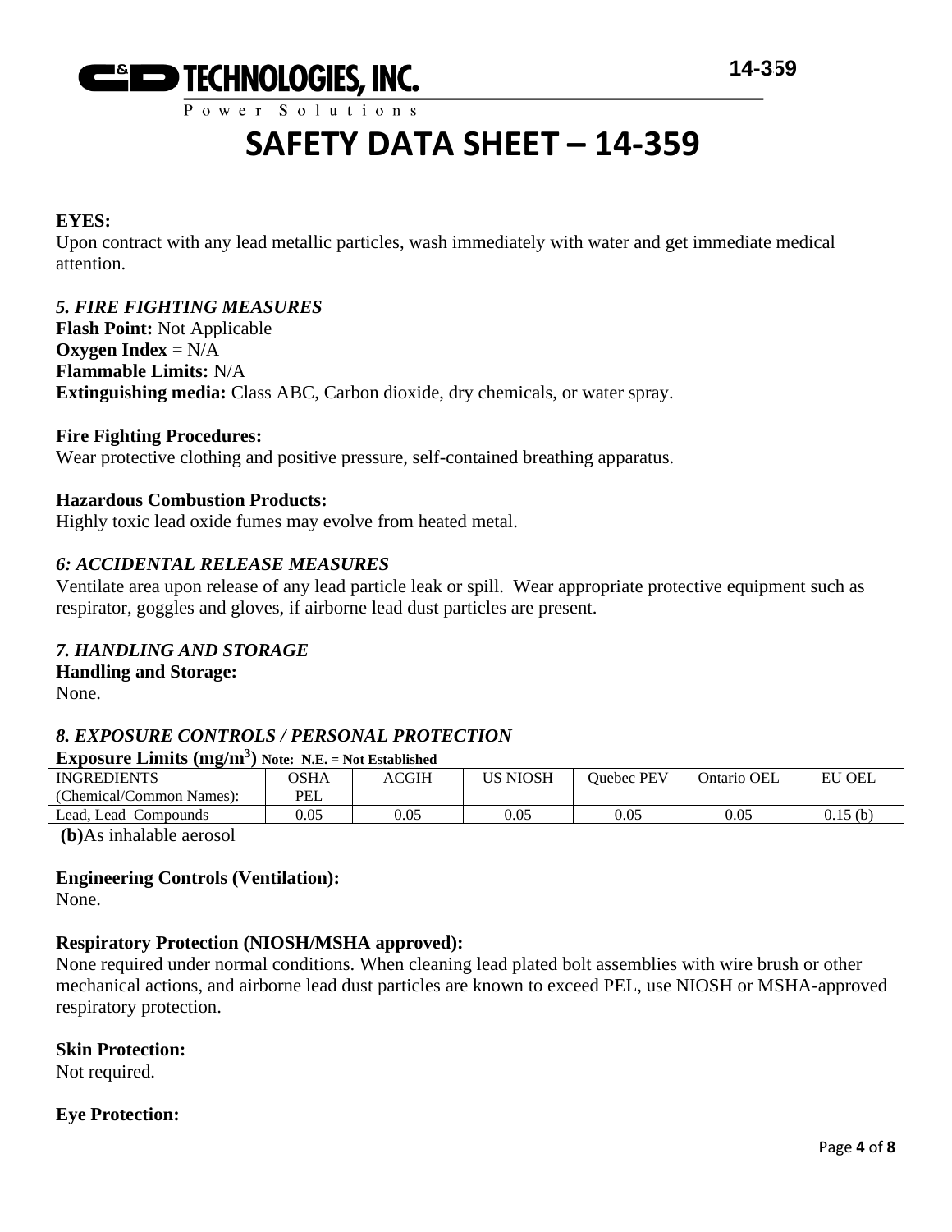**EYES:**
Upon contract with any lead metallic particles, wash immediately with water and get immediate medical attention.

### *5. FIRE FIGHTING MEASURES*

**Flash Point:** Not Applicable
**Oxygen Index** = N/A
**Flammable Limits:** N/A
**Extinguishing media:** Class ABC, Carbon dioxide, dry chemicals, or water spray.

**Fire Fighting Procedures:**
Wear protective clothing and positive pressure, self-contained breathing apparatus.

**Hazardous Combustion Products:**
Highly toxic lead oxide fumes may evolve from heated metal.

### *6: ACCIDENTAL RELEASE MEASURES*

Ventilate area upon release of any lead particle leak or spill. Wear appropriate protective equipment such as respirator, goggles and gloves, if airborne lead dust particles are present.

### *7. HANDLING AND STORAGE*

**Handling and Storage:**
None.

### *8. EXPOSURE CONTROLS / PERSONAL PROTECTION*

**Exposure Limits ($mg/m^3$)** **Note: N.E. = Not Established**

| INGREDIENTS (Chemical/Common Names): | OSHA PEL | ACGIH | US NIOSH | Quebec PEV | Ontario OEL | EU OEL |
|---|---|---|---|---|---|---|
| Lead, Lead Compounds | 0.05 | 0.05 | 0.05 | 0.05 | 0.05 | 0.15 (b) |

**(b)**As inhalable aerosol

**Engineering Controls (Ventilation):**
None.

**Respiratory Protection (NIOSH/MSHA approved):**
None required under normal conditions. When cleaning lead plated bolt assemblies with wire brush or other mechanical actions, and airborne lead dust particles are known to exceed PEL, use NIOSH or MSHA-approved respiratory protection.

**Skin Protection:**
Not required.

**Eye Protection:**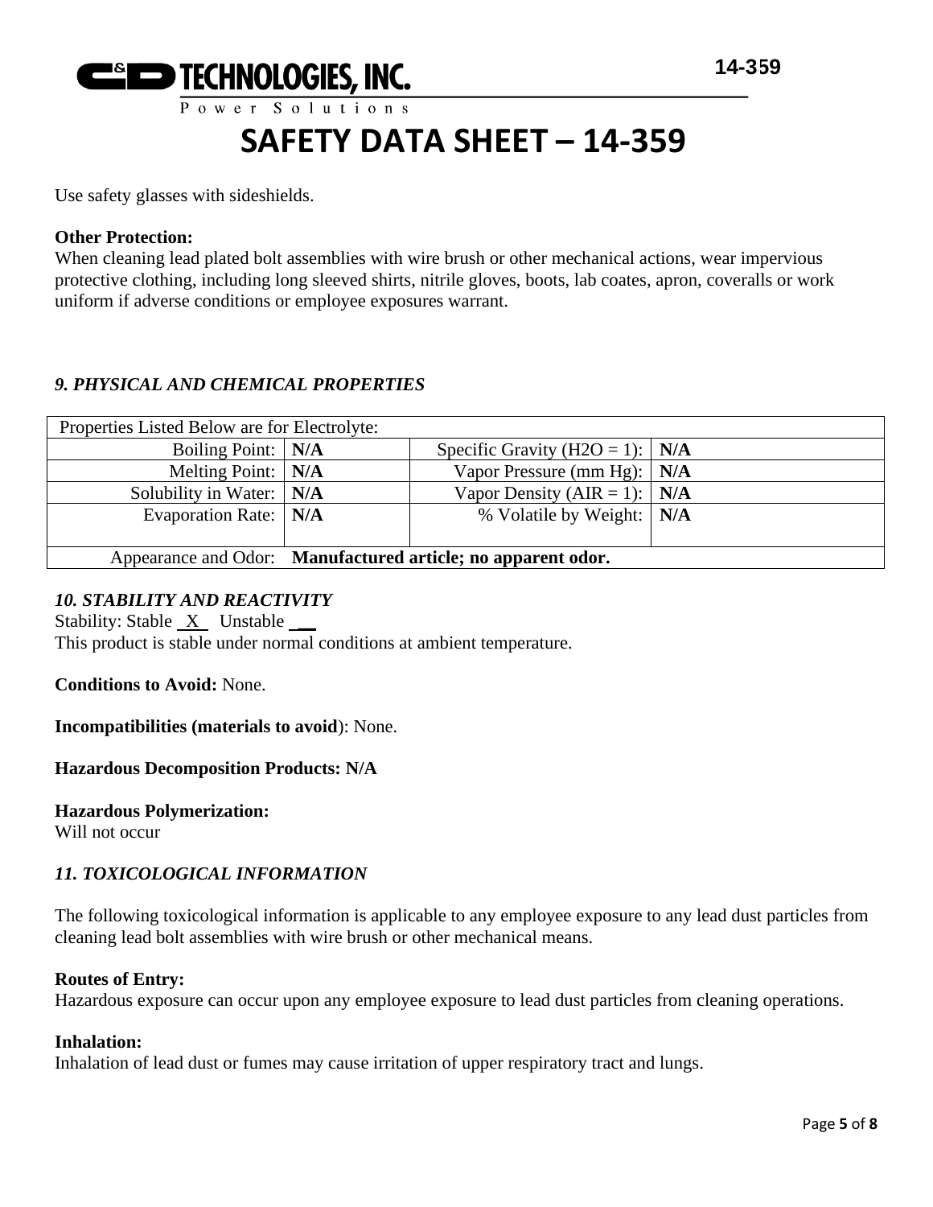Use safety glasses with sideshields.

**Other Protection:**
When cleaning lead plated bolt assemblies with wire brush or other mechanical actions, wear impervious protective clothing, including long sleeved shirts, nitrile gloves, boots, lab coates, apron, coveralls or work uniform if adverse conditions or employee exposures warrant.

### *9. PHYSICAL AND CHEMICAL PROPERTIES*

| Properties Listed Below are for Electrolyte: | | | |
|---|---|---|---|
| Boiling Point: | **N/A** | Specific Gravity (H2O = 1): | **N/A** |
| Melting Point: | **N/A** | Vapor Pressure (mm Hg): | **N/A** |
| Solubility in Water: | **N/A** | Vapor Density (AIR = 1): | **N/A** |
| Evaporation Rate: | **N/A** | % Volatile by Weight: | **N/A** |
| Appearance and Odor: | **Manufactured article; no apparent odor.** | | |

### *10. STABILITY AND REACTIVITY*

Stability: Stable _X_ Unstable ___
This product is stable under normal conditions at ambient temperature.

**Conditions to Avoid:** None.

**Incompatibilities (materials to avoid**): None.

**Hazardous Decomposition Products: N/A**

**Hazardous Polymerization:**
Will not occur

### *11. TOXICOLOGICAL INFORMATION*

The following toxicological information is applicable to any employee exposure to any lead dust particles from cleaning lead bolt assemblies with wire brush or other mechanical means.

**Routes of Entry:**
Hazardous exposure can occur upon any employee exposure to lead dust particles from cleaning operations.

**Inhalation:**
Inhalation of lead dust or fumes may cause irritation of upper respiratory tract and lungs.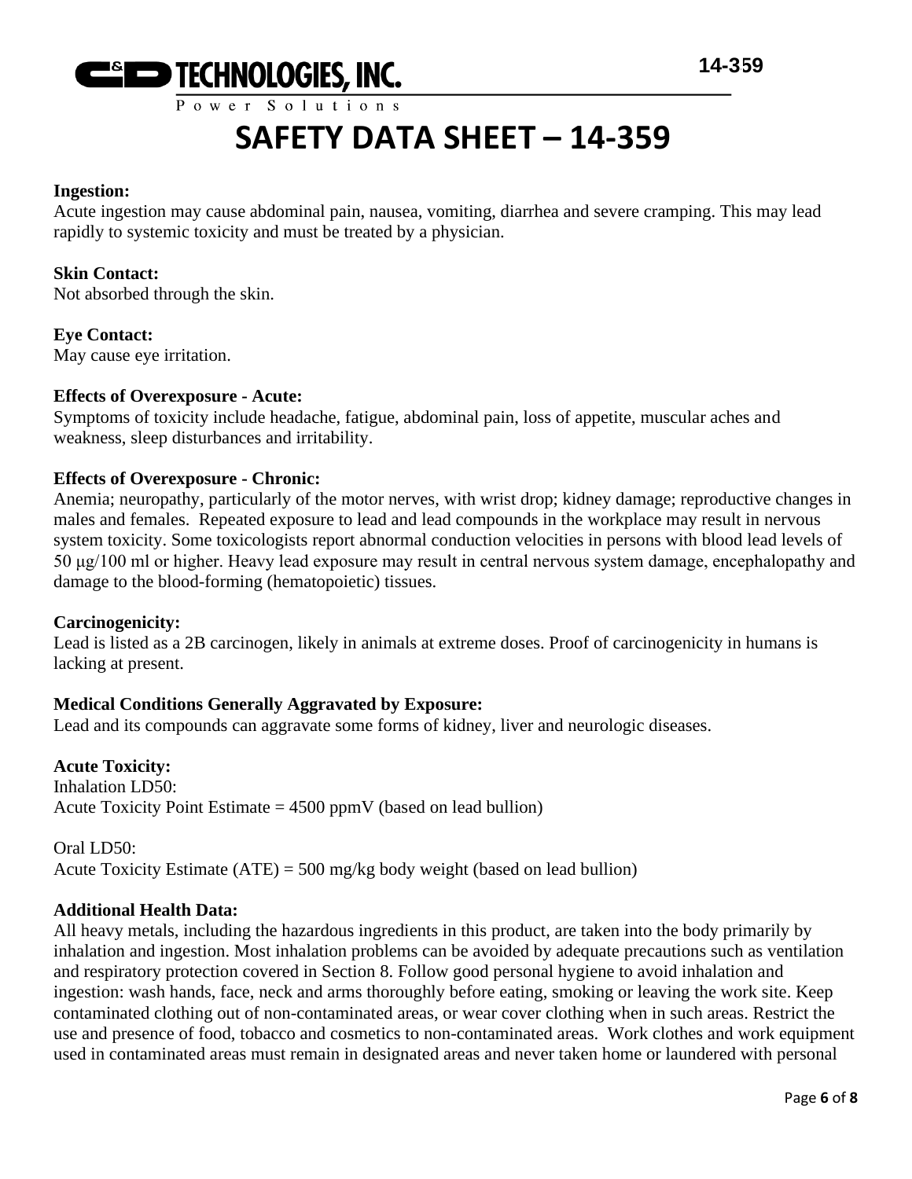**Ingestion:**
Acute ingestion may cause abdominal pain, nausea, vomiting, diarrhea and severe cramping. This may lead rapidly to systemic toxicity and must be treated by a physician.

**Skin Contact:**
Not absorbed through the skin.

**Eye Contact:**
May cause eye irritation.

**Effects of Overexposure - Acute:**
Symptoms of toxicity include headache, fatigue, abdominal pain, loss of appetite, muscular aches and weakness, sleep disturbances and irritability.

**Effects of Overexposure - Chronic:**
Anemia; neuropathy, particularly of the motor nerves, with wrist drop; kidney damage; reproductive changes in males and females. Repeated exposure to lead and lead compounds in the workplace may result in nervous system toxicity. Some toxicologists report abnormal conduction velocities in persons with blood lead levels of 50 μg/100 ml or higher. Heavy lead exposure may result in central nervous system damage, encephalopathy and damage to the blood-forming (hematopoietic) tissues.

**Carcinogenicity:**
Lead is listed as a 2B carcinogen, likely in animals at extreme doses. Proof of carcinogenicity in humans is lacking at present.

**Medical Conditions Generally Aggravated by Exposure:**
Lead and its compounds can aggravate some forms of kidney, liver and neurologic diseases.

**Acute Toxicity:**
Inhalation LD50:
Acute Toxicity Point Estimate = 4500 ppmV (based on lead bullion)

Oral LD50:
Acute Toxicity Estimate (ATE) = 500 mg/kg body weight (based on lead bullion)

**Additional Health Data:**
All heavy metals, including the hazardous ingredients in this product, are taken into the body primarily by inhalation and ingestion. Most inhalation problems can be avoided by adequate precautions such as ventilation and respiratory protection covered in Section 8. Follow good personal hygiene to avoid inhalation and ingestion: wash hands, face, neck and arms thoroughly before eating, smoking or leaving the work site. Keep contaminated clothing out of non-contaminated areas, or wear cover clothing when in such areas. Restrict the use and presence of food, tobacco and cosmetics to non-contaminated areas. Work clothes and work equipment used in contaminated areas must remain in designated areas and never taken home or laundered with personal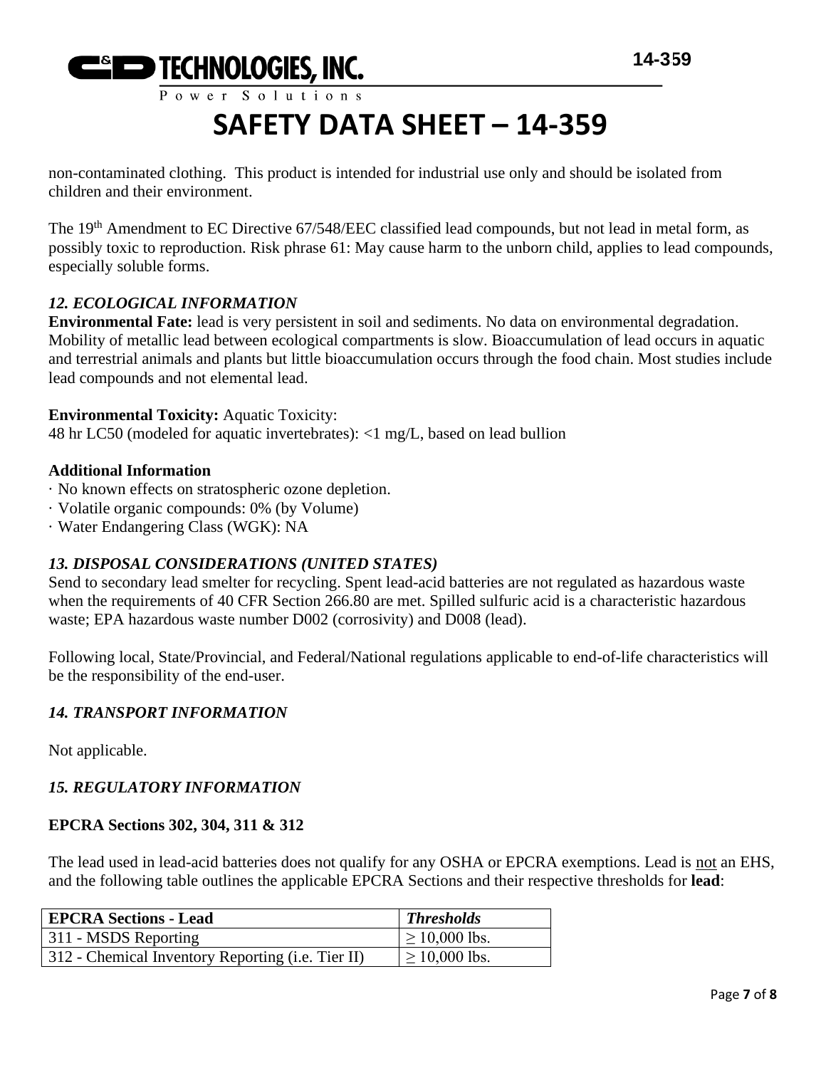non-contaminated clothing.  This product is intended for industrial use only and should be isolated from children and their environment.

The 19th Amendment to EC Directive 67/548/EEC classified lead compounds, but not lead in metal form, as possibly toxic to reproduction. Risk phrase 61: May cause harm to the unborn child, applies to lead compounds, especially soluble forms.

### *12. ECOLOGICAL INFORMATION*

**Environmental Fate:** lead is very persistent in soil and sediments. No data on environmental degradation. Mobility of metallic lead between ecological compartments is slow. Bioaccumulation of lead occurs in aquatic and terrestrial animals and plants but little bioaccumulation occurs through the food chain. Most studies include lead compounds and not elemental lead.

**Environmental Toxicity:** Aquatic Toxicity:
48 hr LC50 (modeled for aquatic invertebrates): <1 mg/L, based on lead bullion

**Additional Information**

· No known effects on stratospheric ozone depletion.
· Volatile organic compounds: 0% (by Volume)
· Water Endangering Class (WGK): NA

### *13. DISPOSAL CONSIDERATIONS (UNITED STATES)*

Send to secondary lead smelter for recycling. Spent lead-acid batteries are not regulated as hazardous waste when the requirements of 40 CFR Section 266.80 are met. Spilled sulfuric acid is a characteristic hazardous waste; EPA hazardous waste number D002 (corrosivity) and D008 (lead).

Following local, State/Provincial, and Federal/National regulations applicable to end-of-life characteristics will be the responsibility of the end-user.

### *14. TRANSPORT INFORMATION*

Not applicable.

### *15. REGULATORY INFORMATION*

**EPCRA Sections 302, 304, 311 & 312**

The lead used in lead-acid batteries does not qualify for any OSHA or EPCRA exemptions. Lead is not an EHS, and the following table outlines the applicable EPCRA Sections and their respective thresholds for **lead**:

| **EPCRA Sections - Lead** | ***Thresholds*** |
| --- | --- |
| 311 - MSDS Reporting | ≥ 10,000 lbs. |
| 312 - Chemical Inventory Reporting (i.e. Tier II) | ≥ 10,000 lbs. |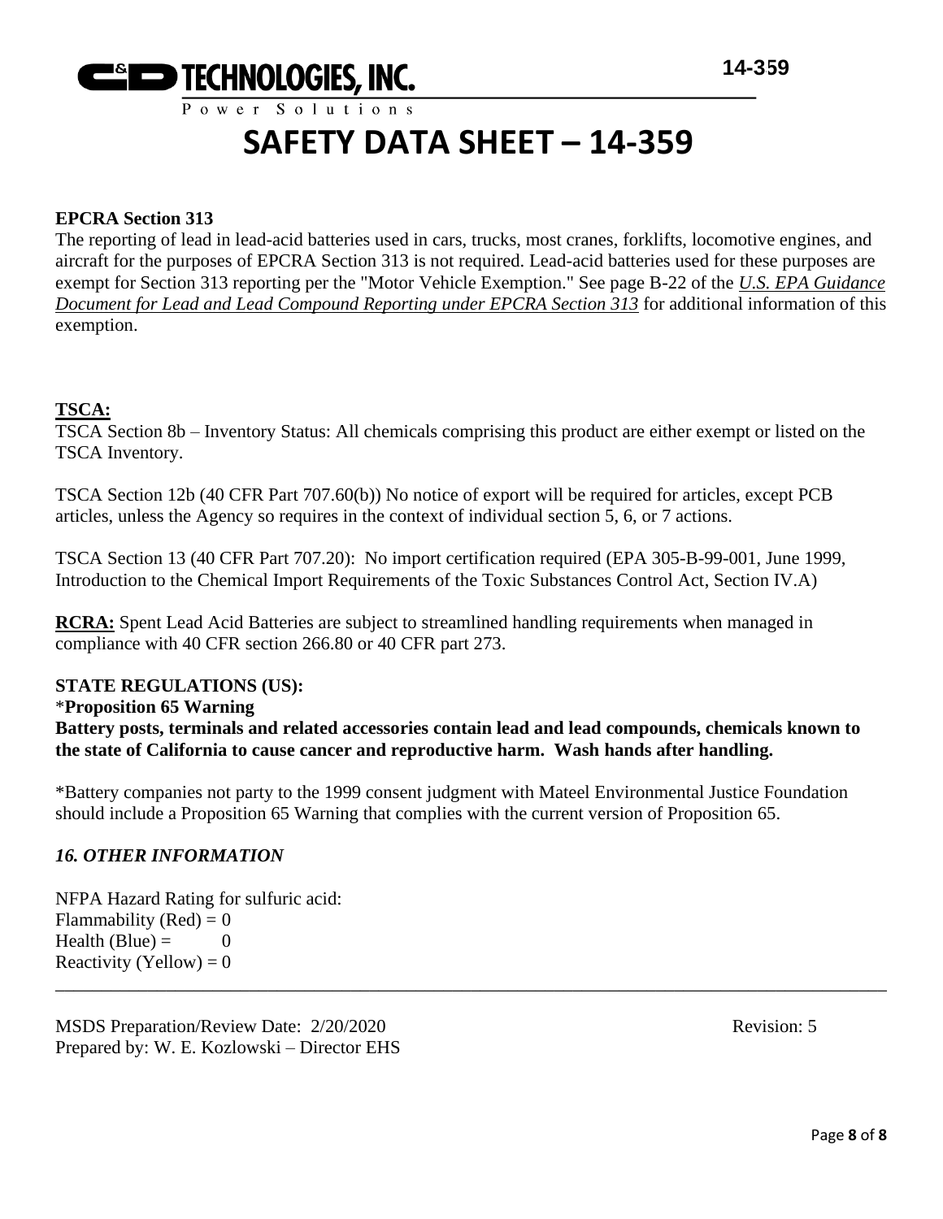**EPCRA Section 313**

The reporting of lead in lead-acid batteries used in cars, trucks, most cranes, forklifts, locomotive engines, and aircraft for the purposes of EPCRA Section 313 is not required. Lead-acid batteries used for these purposes are exempt for Section 313 reporting per the "Motor Vehicle Exemption." See page B-22 of the *U.S. EPA Guidance Document for Lead and Lead Compound Reporting under EPCRA Section 313* for additional information of this exemption.

**TSCA:**

TSCA Section 8b – Inventory Status: All chemicals comprising this product are either exempt or listed on the TSCA Inventory.

TSCA Section 12b (40 CFR Part 707.60(b)) No notice of export will be required for articles, except PCB articles, unless the Agency so requires in the context of individual section 5, 6, or 7 actions.

TSCA Section 13 (40 CFR Part 707.20): No import certification required (EPA 305-B-99-001, June 1999, Introduction to the Chemical Import Requirements of the Toxic Substances Control Act, Section IV.A)

**RCRA:** Spent Lead Acid Batteries are subject to streamlined handling requirements when managed in compliance with 40 CFR section 266.80 or 40 CFR part 273.

**STATE REGULATIONS (US):**

\***Proposition 65 Warning**

**Battery posts, terminals and related accessories contain lead and lead compounds, chemicals known to the state of California to cause cancer and reproductive harm. Wash hands after handling.**

\*Battery companies not party to the 1999 consent judgment with Mateel Environmental Justice Foundation should include a Proposition 65 Warning that complies with the current version of Proposition 65.

### *16. OTHER INFORMATION*

NFPA Hazard Rating for sulfuric acid:
Flammability (Red) = 0
Health (Blue) = 0
Reactivity (Yellow) = 0

---

MSDS Preparation/Review Date: 2/20/2020 Revision: 5
Prepared by: W. E. Kozlowski – Director EHS